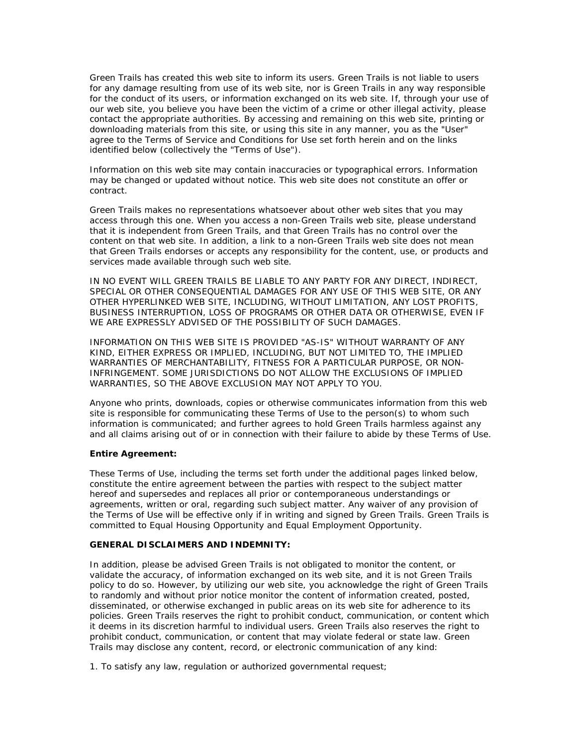Green Trails has created this web site to inform its users. Green Trails is not liable to users for any damage resulting from use of its web site, nor is Green Trails in any way responsible for the conduct of its users, or information exchanged on its web site. If, through your use of our web site, you believe you have been the victim of a crime or other illegal activity, please contact the appropriate authorities. By accessing and remaining on this web site, printing or downloading materials from this site, or using this site in any manner, you as the "User" agree to the Terms of Service and Conditions for Use set forth herein and on the links identified below (collectively the "Terms of Use").

Information on this web site may contain inaccuracies or typographical errors. Information may be changed or updated without notice. This web site does not constitute an offer or contract.

Green Trails makes no representations whatsoever about other web sites that you may access through this one. When you access a non-Green Trails web site, please understand that it is independent from Green Trails, and that Green Trails has no control over the content on that web site. In addition, a link to a non-Green Trails web site does not mean that Green Trails endorses or accepts any responsibility for the content, use, or products and services made available through such web site.

IN NO EVENT WILL GREEN TRAILS BE LIABLE TO ANY PARTY FOR ANY DIRECT, INDIRECT, SPECIAL OR OTHER CONSEQUENTIAL DAMAGES FOR ANY USE OF THIS WEB SITE, OR ANY OTHER HYPERLINKED WEB SITE, INCLUDING, WITHOUT LIMITATION, ANY LOST PROFITS, BUSINESS INTERRUPTION, LOSS OF PROGRAMS OR OTHER DATA OR OTHERWISE, EVEN IF WE ARE EXPRESSLY ADVISED OF THE POSSIBILITY OF SUCH DAMAGES.

INFORMATION ON THIS WEB SITE IS PROVIDED "AS-IS" WITHOUT WARRANTY OF ANY KIND, EITHER EXPRESS OR IMPLIED, INCLUDING, BUT NOT LIMITED TO, THE IMPLIED WARRANTIES OF MERCHANTABILITY, FITNESS FOR A PARTICULAR PURPOSE, OR NON-INFRINGEMENT. SOME JURISDICTIONS DO NOT ALLOW THE EXCLUSIONS OF IMPLIED WARRANTIES, SO THE ABOVE EXCLUSION MAY NOT APPLY TO YOU.

Anyone who prints, downloads, copies or otherwise communicates information from this web site is responsible for communicating these Terms of Use to the person(s) to whom such information is communicated; and further agrees to hold Green Trails harmless against any and all claims arising out of or in connection with their failure to abide by these Terms of Use.

**Entire Agreement:**

These Terms of Use, including the terms set forth under the additional pages linked below, constitute the entire agreement between the parties with respect to the subject matter hereof and supersedes and replaces all prior or contemporaneous understandings or agreements, written or oral, regarding such subject matter. Any waiver of any provision of the Terms of Use will be effective only if in writing and signed by Green Trails. Green Trails is committed to Equal Housing Opportunity and Equal Employment Opportunity.

**GENERAL DISCLAIMERS AND INDEMNITY:**

In addition, please be advised Green Trails is not obligated to monitor the content, or validate the accuracy, of information exchanged on its web site, and it is not Green Trails policy to do so. However, by utilizing our web site, you acknowledge the right of Green Trails to randomly and without prior notice monitor the content of information created, posted, disseminated, or otherwise exchanged in public areas on its web site for adherence to its policies. Green Trails reserves the right to prohibit conduct, communication, or content which it deems in its discretion harmful to individual users. Green Trails also reserves the right to prohibit conduct, communication, or content that may violate federal or state law. Green Trails may disclose any content, record, or electronic communication of any kind:

1. To satisfy any law, regulation or authorized governmental request;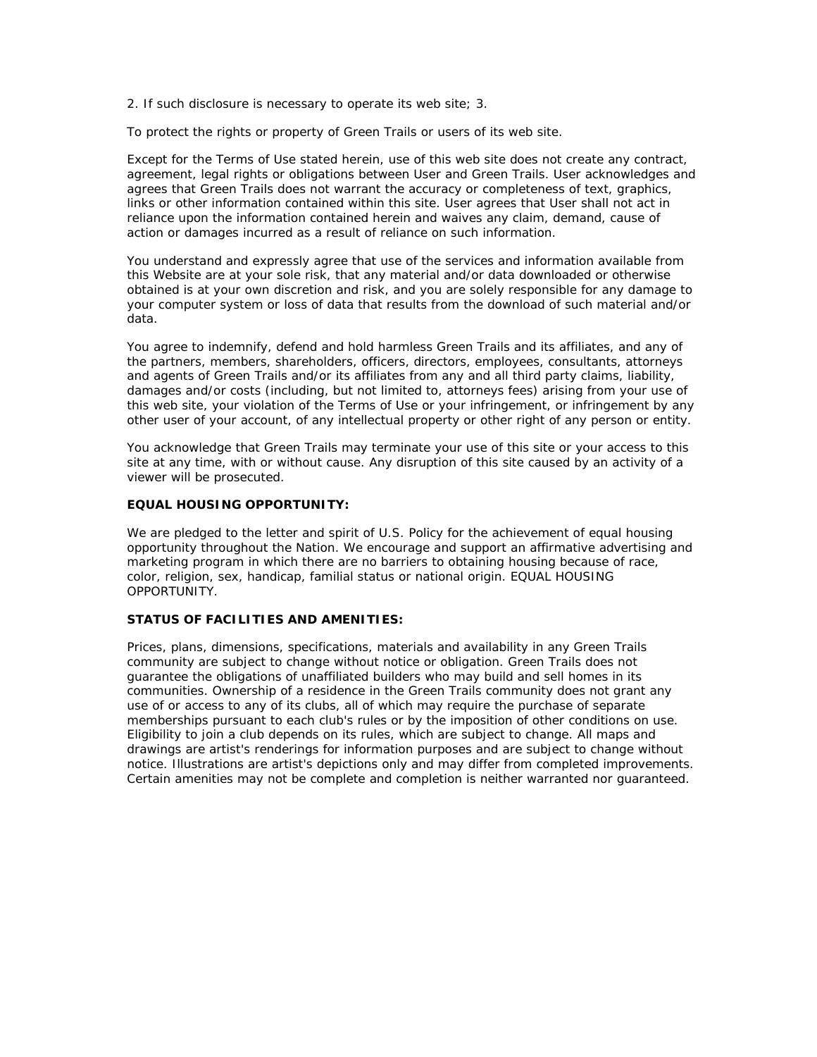2. If such disclosure is necessary to operate its web site; 3.

To protect the rights or property of Green Trails or users of its web site.

Except for the Terms of Use stated herein, use of this web site does not create any contract, agreement, legal rights or obligations between User and Green Trails. User acknowledges and agrees that Green Trails does not warrant the accuracy or completeness of text, graphics, links or other information contained within this site. User agrees that User shall not act in reliance upon the information contained herein and waives any claim, demand, cause of action or damages incurred as a result of reliance on such information.

You understand and expressly agree that use of the services and information available from this Website are at your sole risk, that any material and/or data downloaded or otherwise obtained is at your own discretion and risk, and you are solely responsible for any damage to your computer system or loss of data that results from the download of such material and/or data.

You agree to indemnify, defend and hold harmless Green Trails and its affiliates, and any of the partners, members, shareholders, officers, directors, employees, consultants, attorneys and agents of Green Trails and/or its affiliates from any and all third party claims, liability, damages and/or costs (including, but not limited to, attorneys fees) arising from your use of this web site, your violation of the Terms of Use or your infringement, or infringement by any other user of your account, of any intellectual property or other right of any person or entity.

You acknowledge that Green Trails may terminate your use of this site or your access to this site at any time, with or without cause. Any disruption of this site caused by an activity of a viewer will be prosecuted.

**EQUAL HOUSING OPPORTUNITY:**

We are pledged to the letter and spirit of U.S. Policy for the achievement of equal housing opportunity throughout the Nation. We encourage and support an affirmative advertising and marketing program in which there are no barriers to obtaining housing because of race, color, religion, sex, handicap, familial status or national origin. EQUAL HOUSING OPPORTUNITY.

**STATUS OF FACILITIES AND AMENITIES:**

Prices, plans, dimensions, specifications, materials and availability in any Green Trails community are subject to change without notice or obligation. Green Trails does not guarantee the obligations of unaffiliated builders who may build and sell homes in its communities. Ownership of a residence in the Green Trails community does not grant any use of or access to any of its clubs, all of which may require the purchase of separate memberships pursuant to each club's rules or by the imposition of other conditions on use. Eligibility to join a club depends on its rules, which are subject to change. All maps and drawings are artist's renderings for information purposes and are subject to change without notice. Illustrations are artist's depictions only and may differ from completed improvements. Certain amenities may not be complete and completion is neither warranted nor guaranteed.